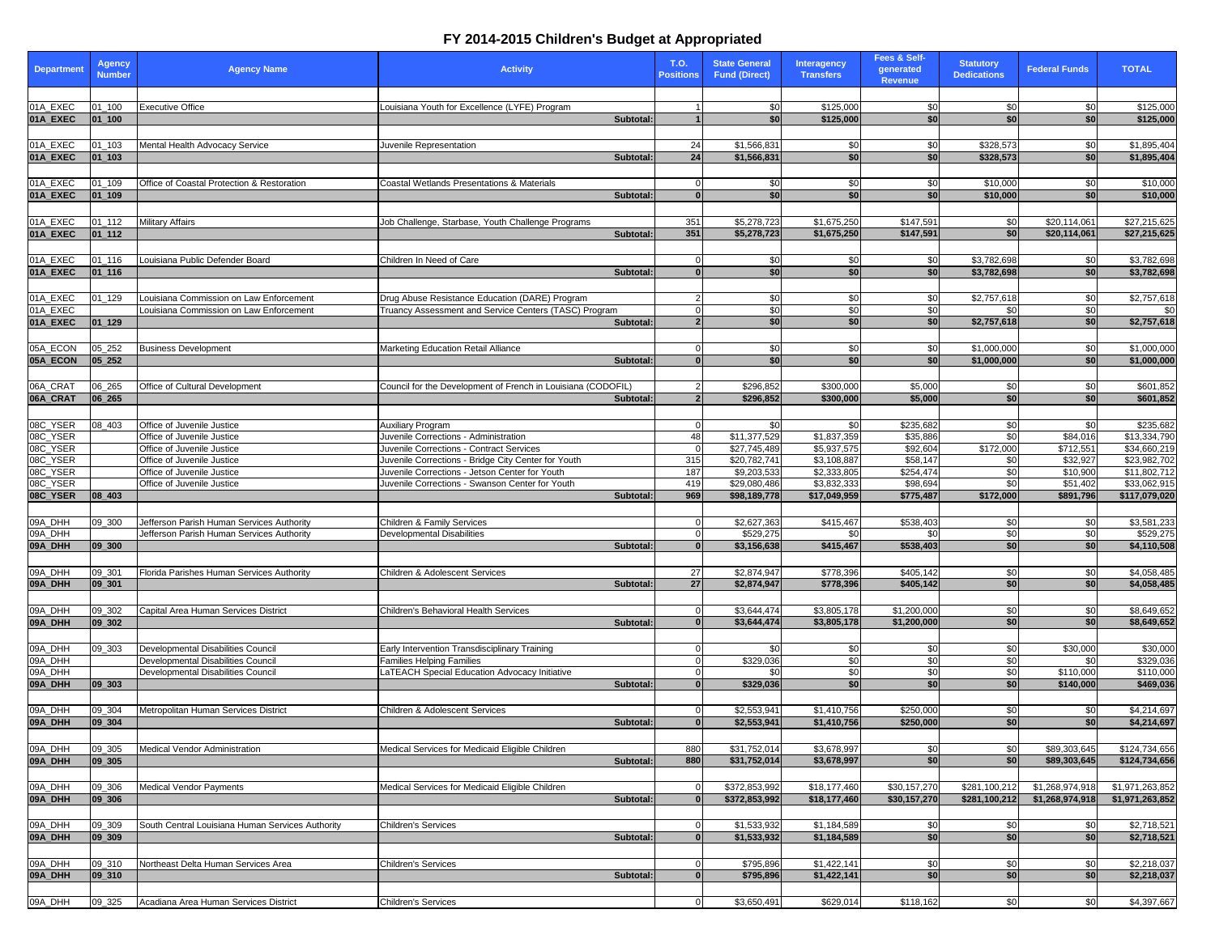# FY 2014-2015 Children's Budget at Appropriated

| Department | Agency Number | Agency Name | Activity | T.O. Positions | State General Fund (Direct) | Interagency Transfers | Fees & Self-generated Revenue | Statutory Dedications | Federal Funds | TOTAL |
|---|---|---|---|---|---|---|---|---|---|---|
| 01A_EXEC | 01_100 | Executive Office | Louisiana Youth for Excellence (LYFE) Program | 1 | $0 | $125,000 | $0 | $0 | $0 | $125,000 |
| **01A_EXEC** | **01_100** | | **Subtotal:** | **1** | **$0** | **$125,000** | **$0** | **$0** | **$0** | **$125,000** |
| 01A_EXEC | 01_103 | Mental Health Advocacy Service | Juvenile Representation | 24 | $1,566,831 | $0 | $0 | $328,573 | $0 | $1,895,404 |
| **01A_EXEC** | **01_103** | | **Subtotal:** | **24** | **$1,566,831** | **$0** | **$0** | **$328,573** | **$0** | **$1,895,404** |
| 01A_EXEC | 01_109 | Office of Coastal Protection & Restoration | Coastal Wetlands Presentations & Materials | 0 | $0 | $0 | $0 | $10,000 | $0 | $10,000 |
| **01A_EXEC** | **01_109** | | **Subtotal:** | **0** | **$0** | **$0** | **$0** | **$10,000** | **$0** | **$10,000** |
| 01A_EXEC | 01_112 | Military Affairs | Job Challenge, Starbase, Youth Challenge Programs | 351 | $5,278,723 | $1,675,250 | $147,591 | $0 | $20,114,061 | $27,215,625 |
| **01A_EXEC** | **01_112** | | **Subtotal:** | **351** | **$5,278,723** | **$1,675,250** | **$147,591** | **$0** | **$20,114,061** | **$27,215,625** |
| 01A_EXEC | 01_116 | Louisiana Public Defender Board | Children In Need of Care | 0 | $0 | $0 | $0 | $3,782,698 | $0 | $3,782,698 |
| **01A_EXEC** | **01_116** | | **Subtotal:** | **0** | **$0** | **$0** | **$0** | **$3,782,698** | **$0** | **$3,782,698** |
| 01A_EXEC | 01_129 | Louisiana Commission on Law Enforcement | Drug Abuse Resistance Education (DARE) Program | 2 | $0 | $0 | $0 | $2,757,618 | $0 | $2,757,618 |
| 01A_EXEC | | Louisiana Commission on Law Enforcement | Truancy Assessment and Service Centers (TASC) Program | 0 | $0 | $0 | $0 | $0 | $0 | $0 |
| **01A_EXEC** | **01_129** | | **Subtotal:** | **2** | **$0** | **$0** | **$0** | **$2,757,618** | **$0** | **$2,757,618** |
| 05A_ECON | 05_252 | Business Development | Marketing Education Retail Alliance | 0 | $0 | $0 | $0 | $1,000,000 | $0 | $1,000,000 |
| **05A_ECON** | **05_252** | | **Subtotal:** | **0** | **$0** | **$0** | **$0** | **$1,000,000** | **$0** | **$1,000,000** |
| 06A_CRAT | 06_265 | Office of Cultural Development | Council for the Development of French in Louisiana (CODOFIL) | 2 | $296,852 | $300,000 | $5,000 | $0 | $0 | $601,852 |
| **06A_CRAT** | **06_265** | | **Subtotal:** | **2** | **$296,852** | **$300,000** | **$5,000** | **$0** | **$0** | **$601,852** |
| 08C_YSER | 08_403 | Office of Juvenile Justice | Auxiliary Program | 0 | $0 | $0 | $235,682 | $0 | $0 | $235,682 |
| 08C_YSER | | Office of Juvenile Justice | Juvenile Corrections - Administration | 48 | $11,377,529 | $1,837,359 | $35,886 | $0 | $84,016 | $13,334,790 |
| 08C_YSER | | Office of Juvenile Justice | Juvenile Corrections - Contract Services | 0 | $27,745,489 | $5,937,575 | $92,604 | $172,000 | $712,551 | $34,660,219 |
| 08C_YSER | | Office of Juvenile Justice | Juvenile Corrections - Bridge City Center for Youth | 315 | $20,782,741 | $3,108,887 | $58,147 | $0 | $32,927 | $23,982,702 |
| 08C_YSER | | Office of Juvenile Justice | Juvenile Corrections - Jetson Center for Youth | 187 | $9,203,533 | $2,333,805 | $254,474 | $0 | $10,900 | $11,802,712 |
| 08C_YSER | | Office of Juvenile Justice | Juvenile Corrections - Swanson Center for Youth | 419 | $29,080,486 | $3,832,333 | $98,694 | $0 | $51,402 | $33,062,915 |
| **08C_YSER** | **08_403** | | **Subtotal:** | **969** | **$98,189,778** | **$17,049,959** | **$775,487** | **$172,000** | **$891,796** | **$117,079,020** |
| 09A_DHH | 09_300 | Jefferson Parish Human Services Authority | Children & Family Services | 0 | $2,627,363 | $415,467 | $538,403 | $0 | $0 | $3,581,233 |
| 09A_DHH | | Jefferson Parish Human Services Authority | Developmental Disabilities | 0 | $529,275 | $0 | $0 | $0 | $0 | $529,275 |
| **09A_DHH** | **09_300** | | **Subtotal:** | **0** | **$3,156,638** | **$415,467** | **$538,403** | **$0** | **$0** | **$4,110,508** |
| 09A_DHH | 09_301 | Florida Parishes Human Services Authority | Children & Adolescent Services | 27 | $2,874,947 | $778,396 | $405,142 | $0 | $0 | $4,058,485 |
| **09A_DHH** | **09_301** | | **Subtotal:** | **27** | **$2,874,947** | **$778,396** | **$405,142** | **$0** | **$0** | **$4,058,485** |
| 09A_DHH | 09_302 | Capital Area Human Services District | Children's Behavioral Health Services | 0 | $3,644,474 | $3,805,178 | $1,200,000 | $0 | $0 | $8,649,652 |
| **09A_DHH** | **09_302** | | **Subtotal:** | **0** | **$3,644,474** | **$3,805,178** | **$1,200,000** | **$0** | **$0** | **$8,649,652** |
| 09A_DHH | 09_303 | Developmental Disabilities Council | Early Intervention Transdisciplinary Training | 0 | $0 | $0 | $0 | $0 | $30,000 | $30,000 |
| 09A_DHH | | Developmental Disabilities Council | Families Helping Families | 0 | $329,036 | $0 | $0 | $0 | $0 | $329,036 |
| 09A_DHH | | Developmental Disabilities Council | LaTEACH Special Education Advocacy Initiative | 0 | $0 | $0 | $0 | $0 | $110,000 | $110,000 |
| **09A_DHH** | **09_303** | | **Subtotal:** | **0** | **$329,036** | **$0** | **$0** | **$0** | **$140,000** | **$469,036** |
| 09A_DHH | 09_304 | Metropolitan Human Services District | Children & Adolescent Services | 0 | $2,553,941 | $1,410,756 | $250,000 | $0 | $0 | $4,214,697 |
| **09A_DHH** | **09_304** | | **Subtotal:** | **0** | **$2,553,941** | **$1,410,756** | **$250,000** | **$0** | **$0** | **$4,214,697** |
| 09A_DHH | 09_305 | Medical Vendor Administration | Medical Services for Medicaid Eligible Children | 880 | $31,752,014 | $3,678,997 | $0 | $0 | $89,303,645 | $124,734,656 |
| **09A_DHH** | **09_305** | | **Subtotal:** | **880** | **$31,752,014** | **$3,678,997** | **$0** | **$0** | **$89,303,645** | **$124,734,656** |
| 09A_DHH | 09_306 | Medical Vendor Payments | Medical Services for Medicaid Eligible Children | 0 | $372,853,992 | $18,177,460 | $30,157,270 | $281,100,212 | $1,268,974,918 | $1,971,263,852 |
| **09A_DHH** | **09_306** | | **Subtotal:** | **0** | **$372,853,992** | **$18,177,460** | **$30,157,270** | **$281,100,212** | **$1,268,974,918** | **$1,971,263,852** |
| 09A_DHH | 09_309 | South Central Louisiana Human Services Authority | Children's Services | 0 | $1,533,932 | $1,184,589 | $0 | $0 | $0 | $2,718,521 |
| **09A_DHH** | **09_309** | | **Subtotal:** | **0** | **$1,533,932** | **$1,184,589** | **$0** | **$0** | **$0** | **$2,718,521** |
| 09A_DHH | 09_310 | Northeast Delta Human Services Area | Children's Services | 0 | $795,896 | $1,422,141 | $0 | $0 | $0 | $2,218,037 |
| **09A_DHH** | **09_310** | | **Subtotal:** | **0** | **$795,896** | **$1,422,141** | **$0** | **$0** | **$0** | **$2,218,037** |
| 09A_DHH | 09_325 | Acadiana Area Human Services District | Children's Services | 0 | $3,650,491 | $629,014 | $118,162 | $0 | $0 | $4,397,667 |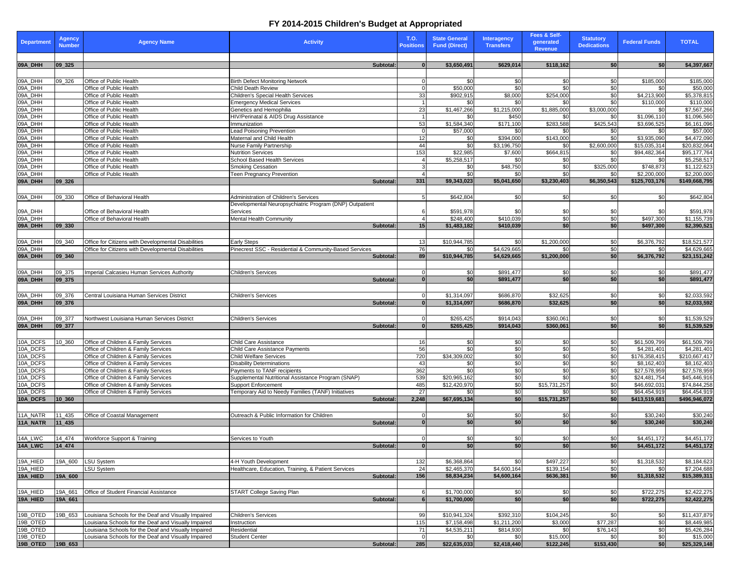# FY 2014-2015 Children's Budget at Appropriated

| Department | Agency Number | Agency Name | Activity | T.O. Positions | State General Fund (Direct) | Interagency Transfers | Fees & Self-generated Revenue | Statutory Dedications | Federal Funds | TOTAL |
|---|---|---|---|---|---|---|---|---|---|---|
| **09A_DHH** | **09_325** | | **Subtotal:** | **0** | **$3,650,491** | **$629,014** | **$118,162** | **$0** | **$0** | **$4,397,667** |
| 09A_DHH | 09_326 | Office of Public Health | Birth Defect Monitoring Network | 0 | $0 | $0 | $0 | $0 | $185,000 | $185,000 |
| 09A_DHH | | Office of Public Health | Child Death Review | 0 | $50,000 | $0 | $0 | $0 | $0 | $50,000 |
| 09A_DHH | | Office of Public Health | Children's Special Health Services | 33 | $902,915 | $8,000 | $254,000 | $0 | $4,213,900 | $5,378,815 |
| 09A_DHH | | Office of Public Health | Emergency Medical Services | 1 | $0 | $0 | $0 | $0 | $110,000 | $110,000 |
| 09A_DHH | | Office of Public Health | Genetics and Hemophilia | 23 | $1,467,266 | $1,215,000 | $1,885,000 | $3,000,000 | $0 | $7,567,266 |
| 09A_DHH | | Office of Public Health | HIV/Perinatal & AIDS Drug Assistance | 1 | $0 | $450 | $0 | $0 | $1,096,110 | $1,096,560 |
| 09A_DHH | | Office of Public Health | Immunization | 53 | $1,584,340 | $171,100 | $283,588 | $425,543 | $3,696,525 | $6,161,096 |
| 09A_DHH | | Office of Public Health | Lead Poisoning Prevention | 0 | $57,000 | $0 | $0 | $0 | $0 | $57,000 |
| 09A_DHH | | Office of Public Health | Maternal and Child Health | 12 | $0 | $394,000 | $143,000 | $0 | $3,935,090 | $4,472,090 |
| 09A_DHH | | Office of Public Health | Nurse Family Partnership | 44 | $0 | $3,196,750 | $0 | $2,600,000 | $15,035,314 | $20,832,064 |
| 09A_DHH | | Office of Public Health | Nutrition Services | 153 | $22,985 | $7,600 | $664,815 | $0 | $94,482,364 | $95,177,764 |
| 09A_DHH | | Office of Public Health | School Based Health Services | 4 | $5,258,517 | $0 | $0 | $0 | $0 | $5,258,517 |
| 09A_DHH | | Office of Public Health | Smoking Cessation | 3 | $0 | $48,750 | $0 | $325,000 | $748,873 | $1,122,623 |
| 09A_DHH | | Office of Public Health | Teen Pregnancy Prevention | 4 | $0 | $0 | $0 | $0 | $2,200,000 | $2,200,000 |
| **09A_DHH** | **09_326** | | **Subtotal:** | **331** | **$9,343,023** | **$5,041,650** | **$3,230,403** | **$6,350,543** | **$125,703,176** | **$149,668,795** |
| 09A_DHH | 09_330 | Office of Behavioral Health | Administration of Children's Services | 5 | $642,804 | $0 | $0 | $0 | $0 | $642,804 |
| 09A_DHH | | Office of Behavioral Health | Developmental Neuropsychiatric Program (DNP) Outpatient Services | 6 | $591,978 | $0 | $0 | $0 | $0 | $591,978 |
| 09A_DHH | | Office of Behavioral Health | Mental Health Community | 4 | $248,400 | $410,039 | $0 | $0 | $497,300 | $1,155,739 |
| **09A_DHH** | **09_330** | | **Subtotal:** | **15** | **$1,483,182** | **$410,039** | **$0** | **$0** | **$497,300** | **$2,390,521** |
| 09A_DHH | 09_340 | Office for Citizens with Developmental Disabilities | Early Steps | 13 | $10,944,785 | $0 | $1,200,000 | $0 | $6,376,792 | $18,521,577 |
| 09A_DHH | | Office for Citizens with Developmental Disabilities | Pinecrest SSC - Residential & Community-Based Services | 76 | $0 | $4,629,665 | $0 | $0 | $0 | $4,629,665 |
| **09A_DHH** | **09_340** | | **Subtotal:** | **89** | **$10,944,785** | **$4,629,665** | **$1,200,000** | **$0** | **$6,376,792** | **$23,151,242** |
| 09A_DHH | 09_375 | Imperial Calcasieu Human Services Authority | Children's Services | 0 | $0 | $891,477 | $0 | $0 | $0 | $891,477 |
| **09A_DHH** | **09_375** | | **Subtotal:** | **0** | **$0** | **$891,477** | **$0** | **$0** | **$0** | **$891,477** |
| 09A_DHH | 09_376 | Central Louisiana Human Services District | Children's Services | 0 | $1,314,097 | $686,870 | $32,625 | $0 | $0 | $2,033,592 |
| **09A_DHH** | **09_376** | | **Subtotal:** | **0** | **$1,314,097** | **$686,870** | **$32,625** | **$0** | **$0** | **$2,033,592** |
| 09A_DHH | 09_377 | Northwest Louisiana Human Services District | Children's Services | 0 | $265,425 | $914,043 | $360,061 | $0 | $0 | $1,539,529 |
| **09A_DHH** | **09_377** | | **Subtotal:** | **0** | **$265,425** | **$914,043** | **$360,061** | **$0** | **$0** | **$1,539,529** |
| 10A_DCFS | 10_360 | Office of Children & Family Services | Child Care Assistance | 16 | $0 | $0 | $0 | $0 | $61,509,799 | $61,509,799 |
| 10A_DCFS | | Office of Children & Family Services | Child Care Assistance Payments | 56 | $0 | $0 | $0 | $0 | $4,281,401 | $4,281,401 |
| 10A_DCFS | | Office of Children & Family Services | Child Welfare Services | 720 | $34,309,002 | $0 | $0 | $0 | $176,358,415 | $210,667,417 |
| 10A_DCFS | | Office of Children & Family Services | Disability Determinations | 43 | $0 | $0 | $0 | $0 | $8,162,403 | $8,162,403 |
| 10A_DCFS | | Office of Children & Family Services | Payments to TANF recipients | 362 | $0 | $0 | $0 | $0 | $27,578,959 | $27,578,959 |
| 10A_DCFS | | Office of Children & Family Services | Supplemental Nutritional Assistance Program (SNAP) | 539 | $20,965,162 | $0 | $0 | $0 | $24,481,754 | $45,446,916 |
| 10A_DCFS | | Office of Children & Family Services | Support Enforcement | 485 | $12,420,970 | $0 | $15,731,257 | $0 | $46,692,031 | $74,844,258 |
| 10A_DCFS | | Office of Children & Family Services | Temporary Aid to Needy Families (TANF) Initiatives | 27 | $0 | $0 | $0 | $0 | $64,454,919 | $64,454,919 |
| **10A_DCFS** | **10_360** | | **Subtotal:** | **2,248** | **$67,695,134** | **$0** | **$15,731,257** | **$0** | **$413,519,681** | **$496,946,072** |
| 11A_NATR | 11_435 | Office of Coastal Management | Outreach & Public Information for Children | 0 | $0 | $0 | $0 | $0 | $30,240 | $30,240 |
| **11A_NATR** | **11_435** | | **Subtotal:** | **0** | **$0** | **$0** | **$0** | **$0** | **$30,240** | **$30,240** |
| 14A_LWC | 14_474 | Workforce Support & Training | Services to Youth | 0 | $0 | $0 | $0 | $0 | $4,451,172 | $4,451,172 |
| **14A_LWC** | **14_474** | | **Subtotal:** | **0** | **$0** | **$0** | **$0** | **$0** | **$4,451,172** | **$4,451,172** |
| 19A_HIED | 19A_600 | LSU System | 4-H Youth Development | 132 | $6,368,864 | $0 | $497,227 | $0 | $1,318,532 | $8,184,623 |
| 19A_HIED | | LSU System | Healthcare, Education, Training, & Patient Services | 24 | $2,465,370 | $4,600,164 | $139,154 | $0 | $0 | $7,204,688 |
| **19A_HIED** | **19A_600** | | **Subtotal:** | **156** | **$8,834,234** | **$4,600,164** | **$636,381** | **$0** | **$1,318,532** | **$15,389,311** |
| 19A_HIED | 19A_661 | Office of Student Financial Assistance | START College Saving Plan | 6 | $1,700,000 | $0 | $0 | $0 | $722,275 | $2,422,275 |
| **19A_HIED** | **19A_661** | | **Subtotal:** | **6** | **$1,700,000** | **$0** | **$0** | **$0** | **$722,275** | **$2,422,275** |
| 19B_OTED | 19B_653 | Louisiana Schools for the Deaf and Visually Impaired | Children's Services | 99 | $10,941,324 | $392,310 | $104,245 | $0 | $0 | $11,437,879 |
| 19B_OTED | | Louisiana Schools for the Deaf and Visually Impaired | Instruction | 115 | $7,158,498 | $1,211,200 | $3,000 | $77,287 | $0 | $8,449,985 |
| 19B_OTED | | Louisiana Schools for the Deaf and Visually Impaired | Residential | 71 | $4,535,211 | $814,930 | $0 | $76,143 | $0 | $5,426,284 |
| 19B_OTED | | Louisiana Schools for the Deaf and Visually Impaired | Student Center | 0 | $0 | $0 | $15,000 | $0 | $0 | $15,000 |
| **19B_OTED** | **19B_653** | | **Subtotal:** | **285** | **$22,635,033** | **$2,418,440** | **$122,245** | **$153,430** | **$0** | **$25,329,148** |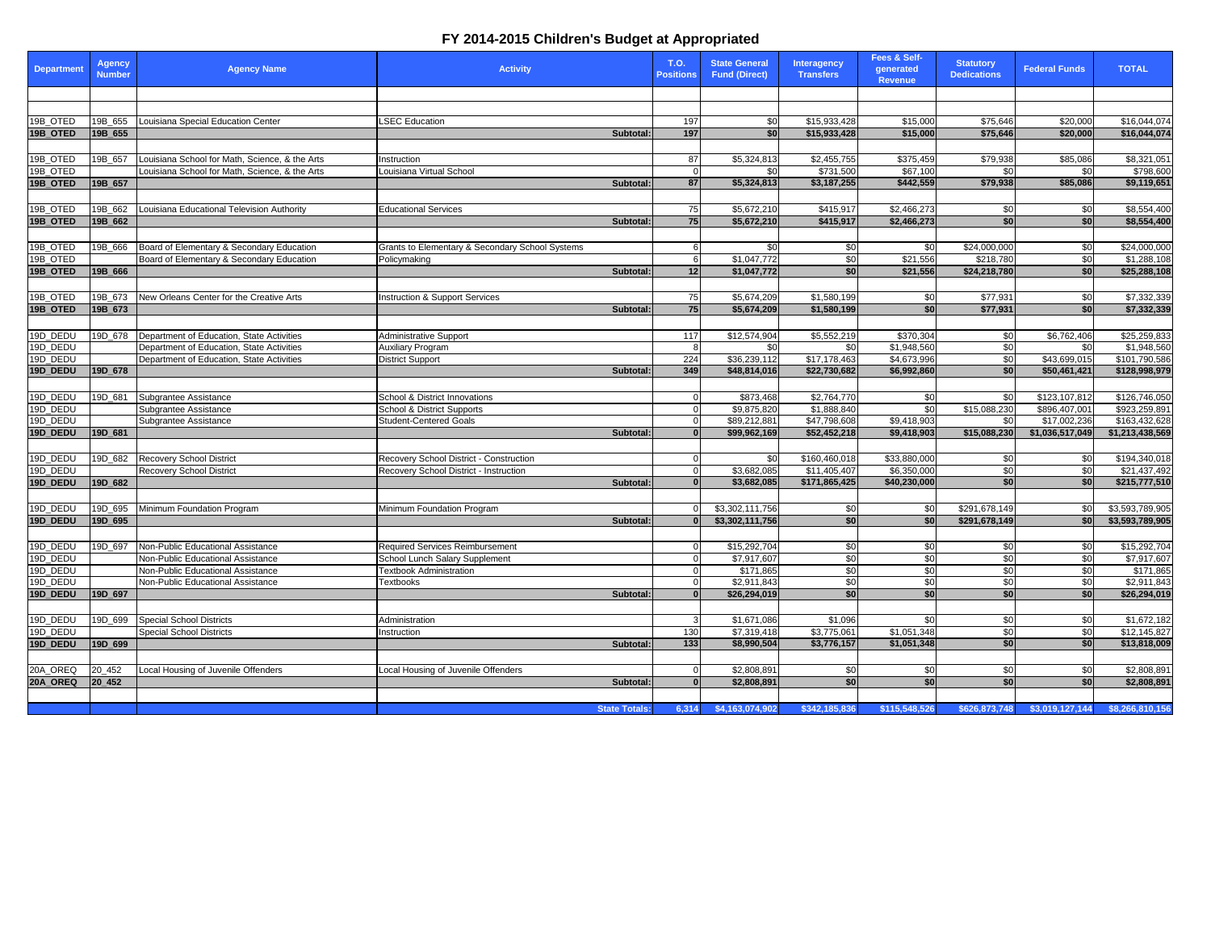# FY 2014-2015 Children's Budget at Appropriated

| Department | Agency Number | Agency Name | Activity | T.O. Positions | State General Fund (Direct) | Interagency Transfers | Fees & Self-generated Revenue | Statutory Dedications | Federal Funds | TOTAL |
|---|---|---|---|---|---|---|---|---|---|---|
| 19B_OTED | 19B_655 | Louisiana Special Education Center | LSEC Education | 197 | $0 | $15,933,428 | $15,000 | $75,646 | $20,000 | $16,044,074 |
| **19B_OTED** | **19B_655** | | **Subtotal:** | **197** | **$0** | **$15,933,428** | **$15,000** | **$75,646** | **$20,000** | **$16,044,074** |
| 19B_OTED | 19B_657 | Louisiana School for Math, Science, & the Arts | Instruction | 87 | $5,324,813 | $2,455,755 | $375,459 | $79,938 | $85,086 | $8,321,051 |
| 19B_OTED | | Louisiana School for Math, Science, & the Arts | Louisiana Virtual School | 0 | $0 | $731,500 | $67,100 | $0 | $0 | $798,600 |
| **19B_OTED** | **19B_657** | | **Subtotal:** | **87** | **$5,324,813** | **$3,187,255** | **$442,559** | **$79,938** | **$85,086** | **$9,119,651** |
| 19B_OTED | 19B_662 | Louisiana Educational Television Authority | Educational Services | 75 | $5,672,210 | $415,917 | $2,466,273 | $0 | $0 | $8,554,400 |
| **19B_OTED** | **19B_662** | | **Subtotal:** | **75** | **$5,672,210** | **$415,917** | **$2,466,273** | **$0** | **$0** | **$8,554,400** |
| 19B_OTED | 19B_666 | Board of Elementary & Secondary Education | Grants to Elementary & Secondary School Systems | 6 | $0 | $0 | $0 | $24,000,000 | $0 | $24,000,000 |
| 19B_OTED | | Board of Elementary & Secondary Education | Policymaking | 6 | $1,047,772 | $0 | $21,556 | $218,780 | $0 | $1,288,108 |
| **19B_OTED** | **19B_666** | | **Subtotal:** | **12** | **$1,047,772** | **$0** | **$21,556** | **$24,218,780** | **$0** | **$25,288,108** |
| 19B_OTED | 19B_673 | New Orleans Center for the Creative Arts | Instruction & Support Services | 75 | $5,674,209 | $1,580,199 | $0 | $77,931 | $0 | $7,332,339 |
| **19B_OTED** | **19B_673** | | **Subtotal:** | **75** | **$5,674,209** | **$1,580,199** | **$0** | **$77,931** | **$0** | **$7,332,339** |
| 19D_DEDU | 19D_678 | Department of Education, State Activities | Administrative Support | 117 | $12,574,904 | $5,552,219 | $370,304 | $0 | $6,762,406 | $25,259,833 |
| 19D_DEDU | | Department of Education, State Activities | Auxiliary Program | 8 | $0 | $0 | $1,948,560 | $0 | $0 | $1,948,560 |
| 19D_DEDU | | Department of Education, State Activities | District Support | 224 | $36,239,112 | $17,178,463 | $4,673,996 | $0 | $43,699,015 | $101,790,586 |
| **19D_DEDU** | **19D_678** | | **Subtotal:** | **349** | **$48,814,016** | **$22,730,682** | **$6,992,860** | **$0** | **$50,461,421** | **$128,998,979** |
| 19D_DEDU | 19D_681 | Subgrantee Assistance | School & District Innovations | 0 | $873,468 | $2,764,770 | $0 | $0 | $123,107,812 | $126,746,050 |
| 19D_DEDU | | Subgrantee Assistance | School & District Supports | 0 | $9,875,820 | $1,888,840 | $0 | $15,088,230 | $896,407,001 | $923,259,891 |
| 19D_DEDU | | Subgrantee Assistance | Student-Centered Goals | 0 | $89,212,881 | $47,798,608 | $9,418,903 | $0 | $17,002,236 | $163,432,628 |
| **19D_DEDU** | **19D_681** | | **Subtotal:** | **0** | **$99,962,169** | **$52,452,218** | **$9,418,903** | **$15,088,230** | **$1,036,517,049** | **$1,213,438,569** |
| 19D_DEDU | 19D_682 | Recovery School District | Recovery School District - Construction | 0 | $0 | $160,460,018 | $33,880,000 | $0 | $0 | $194,340,018 |
| 19D_DEDU | | Recovery School District | Recovery School District - Instruction | 0 | $3,682,085 | $11,405,407 | $6,350,000 | $0 | $0 | $21,437,492 |
| **19D_DEDU** | **19D_682** | | **Subtotal:** | **0** | **$3,682,085** | **$171,865,425** | **$40,230,000** | **$0** | **$0** | **$215,777,510** |
| 19D_DEDU | 19D_695 | Minimum Foundation Program | Minimum Foundation Program | 0 | $3,302,111,756 | $0 | $0 | $291,678,149 | $0 | $3,593,789,905 |
| **19D_DEDU** | **19D_695** | | **Subtotal:** | **0** | **$3,302,111,756** | **$0** | **$0** | **$291,678,149** | **$0** | **$3,593,789,905** |
| 19D_DEDU | 19D_697 | Non-Public Educational Assistance | Required Services Reimbursement | 0 | $15,292,704 | $0 | $0 | $0 | $0 | $15,292,704 |
| 19D_DEDU | | Non-Public Educational Assistance | School Lunch Salary Supplement | 0 | $7,917,607 | $0 | $0 | $0 | $0 | $7,917,607 |
| 19D_DEDU | | Non-Public Educational Assistance | Textbook Administration | 0 | $171,865 | $0 | $0 | $0 | $0 | $171,865 |
| 19D_DEDU | | Non-Public Educational Assistance | Textbooks | 0 | $2,911,843 | $0 | $0 | $0 | $0 | $2,911,843 |
| **19D_DEDU** | **19D_697** | | **Subtotal:** | **0** | **$26,294,019** | **$0** | **$0** | **$0** | **$0** | **$26,294,019** |
| 19D_DEDU | 19D_699 | Special School Districts | Administration | 3 | $1,671,086 | $1,096 | $0 | $0 | $0 | $1,672,182 |
| 19D_DEDU | | Special School Districts | Instruction | 130 | $7,319,418 | $3,775,061 | $1,051,348 | $0 | $0 | $12,145,827 |
| **19D_DEDU** | **19D_699** | | **Subtotal:** | **133** | **$8,990,504** | **$3,776,157** | **$1,051,348** | **$0** | **$0** | **$13,818,009** |
| 20A_OREQ | 20_452 | Local Housing of Juvenile Offenders | Local Housing of Juvenile Offenders | 0 | $2,808,891 | $0 | $0 | $0 | $0 | $2,808,891 |
| **20A_OREQ** | **20_452** | | **Subtotal:** | **0** | **$2,808,891** | **$0** | **$0** | **$0** | **$0** | **$2,808,891** |
| | | | **State Totals:** | **6,314** | **$4,163,074,902** | **$342,185,836** | **$115,548,526** | **$626,873,748** | **$3,019,127,144** | **$8,266,810,156** |